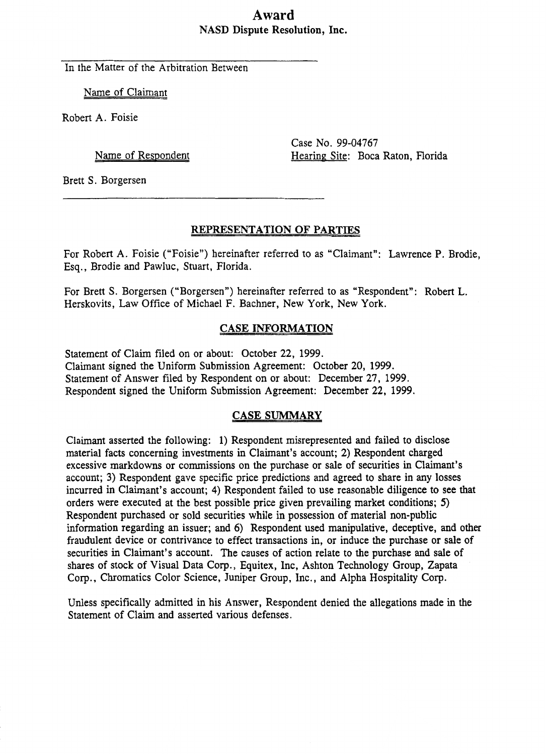# Award

## NASD Dispute Resolution, Inc.

In the Matter of the Arbitration Between

Name of Claimant

Robert A. Foisie

Name of Respondent

Brett S. Borgersen

Case No. 99-04767

Hearing Site: Boca Raton, Florida

### REPRESENTATION OF PARTIES

For Robert A. Foisie ("Foisie") hereinafter referred to as "Claimant": Lawrence P. Brodie, Esq., Brodie and Pawluc, Stuart, Florida.

For Brett S. Borgersen ("Borgersen") hereinafter referred to as "Respondent": Robert L. Herskovits, Law Office of Michael F. Bachner, New York, New York.

### CASE INFORMATION

Statement of Claim filed on or about: October 22, 1999.
Claimant signed the Uniform Submission Agreement: October 20, 1999.
Statement of Answer filed by Respondent on or about: December 27, 1999.
Respondent signed the Uniform Submission Agreement: December 22, 1999.

### CASE SUMMARY

Claimant asserted the following: 1) Respondent misrepresented and failed to disclose material facts concerning investments in Claimant's account; 2) Respondent charged excessive markdowns or commissions on the purchase or sale of securities in Claimant's account; 3) Respondent gave specific price predictions and agreed to share in any losses incurred in Claimant's account; 4) Respondent failed to use reasonable diligence to see that orders were executed at the best possible price given prevailing market conditions; 5) Respondent purchased or sold securities while in possession of material non-public information regarding an issuer; and 6) Respondent used manipulative, deceptive, and other fraudulent device or contrivance to effect transactions in, or induce the purchase or sale of securities in Claimant's account. The causes of action relate to the purchase and sale of shares of stock of Visual Data Corp., Equitex, Inc, Ashton Technology Group, Zapata Corp., Chromatics Color Science, Juniper Group, Inc., and Alpha Hospitality Corp.

Unless specifically admitted in his Answer, Respondent denied the allegations made in the Statement of Claim and asserted various defenses.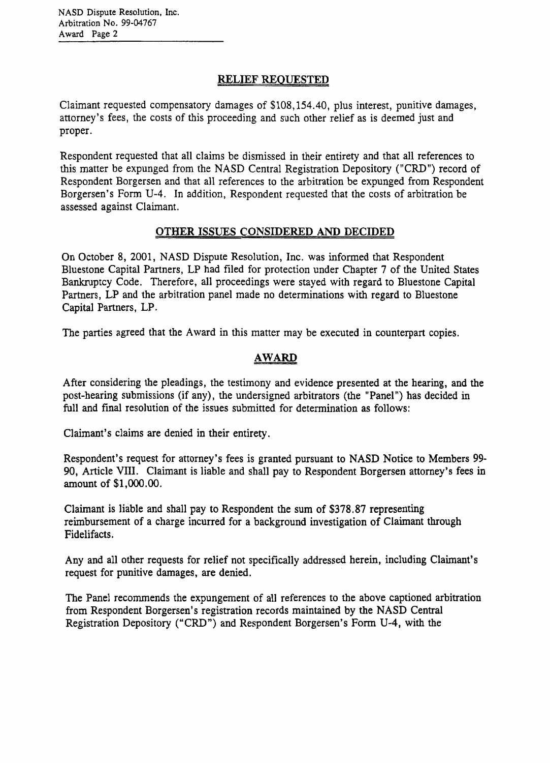## RELIEF REQUESTED

Claimant requested compensatory damages of $108,154.40, plus interest, punitive damages, attorney's fees, the costs of this proceeding and such other relief as is deemed just and proper.

Respondent requested that all claims be dismissed in their entirety and that all references to this matter be expunged from the NASD Central Registration Depository ("CRD") record of Respondent Borgersen and that all references to the arbitration be expunged from Respondent Borgersen's Form U-4. In addition, Respondent requested that the costs of arbitration be assessed against Claimant.

## OTHER ISSUES CONSIDERED AND DECIDED

On October 8, 2001, NASD Dispute Resolution, Inc. was informed that Respondent Bluestone Capital Partners, LP had filed for protection under Chapter 7 of the United States Bankruptcy Code. Therefore, all proceedings were stayed with regard to Bluestone Capital Partners, LP and the arbitration panel made no determinations with regard to Bluestone Capital Partners, LP.

The parties agreed that the Award in this matter may be executed in counterpart copies.

## AWARD

After considering the pleadings, the testimony and evidence presented at the hearing, and the post-hearing submissions (if any), the undersigned arbitrators (the "Panel") has decided in full and final resolution of the issues submitted for determination as follows:

Claimant's claims are denied in their entirety.

Respondent's request for attorney's fees is granted pursuant to NASD Notice to Members 99-90, Article VIII. Claimant is liable and shall pay to Respondent Borgersen attorney's fees in amount of $1,000.00.

Claimant is liable and shall pay to Respondent the sum of $378.87 representing reimbursement of a charge incurred for a background investigation of Claimant through Fidelifacts.

Any and all other requests for relief not specifically addressed herein, including Claimant's request for punitive damages, are denied.

The Panel recommends the expungement of all references to the above captioned arbitration from Respondent Borgersen's registration records maintained by the NASD Central Registration Depository ("CRD") and Respondent Borgersen's Form U-4, with the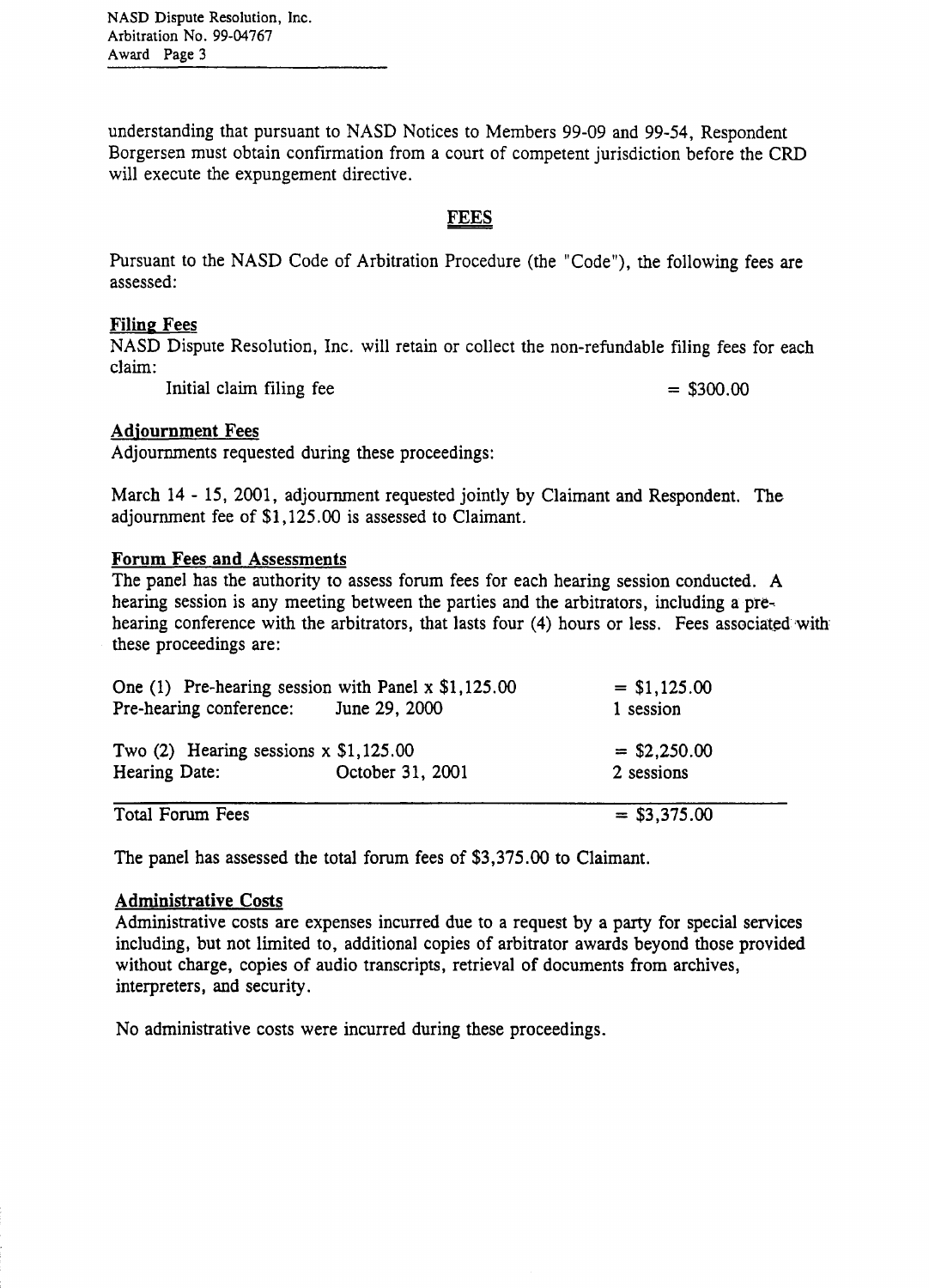understanding that pursuant to NASD Notices to Members 99-09 and 99-54, Respondent Borgersen must obtain confirmation from a court of competent jurisdiction before the CRD will execute the expungement directive.

## FEES

Pursuant to the NASD Code of Arbitration Procedure (the "Code"), the following fees are assessed:

### Filing Fees

NASD Dispute Resolution, Inc. will retain or collect the non-refundable filing fees for each claim:

| | |
|---|---|
| Initial claim filing fee | = $300.00 |

### Adjournment Fees

Adjournments requested during these proceedings:

March 14 - 15, 2001, adjournment requested jointly by Claimant and Respondent. The adjournment fee of $1,125.00 is assessed to Claimant.

### Forum Fees and Assessments

The panel has the authority to assess forum fees for each hearing session conducted. A hearing session is any meeting between the parties and the arbitrators, including a pre-hearing conference with the arbitrators, that lasts four (4) hours or less. Fees associated with these proceedings are:

| | | |
|---|---|---|
| One (1) Pre-hearing session with Panel x $1,125.00 | | = $1,125.00 |
| Pre-hearing conference: | June 29, 2000 | 1 session |
| Two (2) Hearing sessions x $1,125.00 | | = $2,250.00 |
| Hearing Date: | October 31, 2001 | 2 sessions |
| Total Forum Fees | | = $3,375.00 |

The panel has assessed the total forum fees of $3,375.00 to Claimant.

### Administrative Costs

Administrative costs are expenses incurred due to a request by a party for special services including, but not limited to, additional copies of arbitrator awards beyond those provided without charge, copies of audio transcripts, retrieval of documents from archives, interpreters, and security.

No administrative costs were incurred during these proceedings.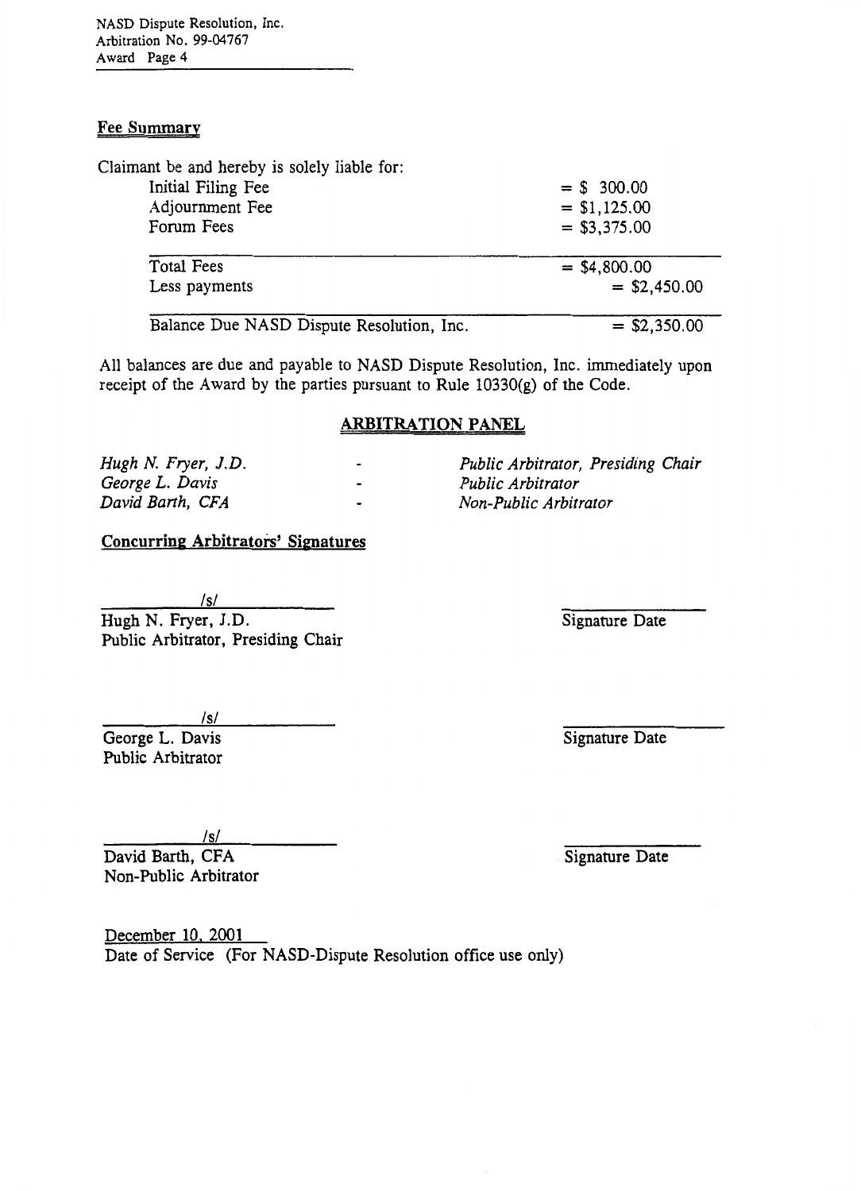## Fee Summary

Claimant be and hereby is solely liable for:

| | |
|---|---|
| Initial Filing Fee | = $ 300.00 |
| Adjournment Fee | = $1,125.00 |
| Forum Fees | = $3,375.00 |
| Total Fees | = $4,800.00 |
| Less payments | = $2,450.00 |
| Balance Due NASD Dispute Resolution, Inc. | = $2,350.00 |

All balances are due and payable to NASD Dispute Resolution, Inc. immediately upon receipt of the Award by the parties pursuant to Rule 10330(g) of the Code.

## ARBITRATION PANEL

*Hugh N. Fryer, J.D.* - *Public Arbitrator, Presiding Chair*
*George L. Davis* - *Public Arbitrator*
*David Barth, CFA* - *Non-Public Arbitrator*

**Concurring Arbitrators' Signatures**

/s/
Hugh N. Fryer, J.D.
Public Arbitrator, Presiding Chair

Signature Date

/s/
George L. Davis
Public Arbitrator

Signature Date

/s/
David Barth, CFA
Non-Public Arbitrator

Signature Date

December 10, 2001
Date of Service (For NASD-Dispute Resolution office use only)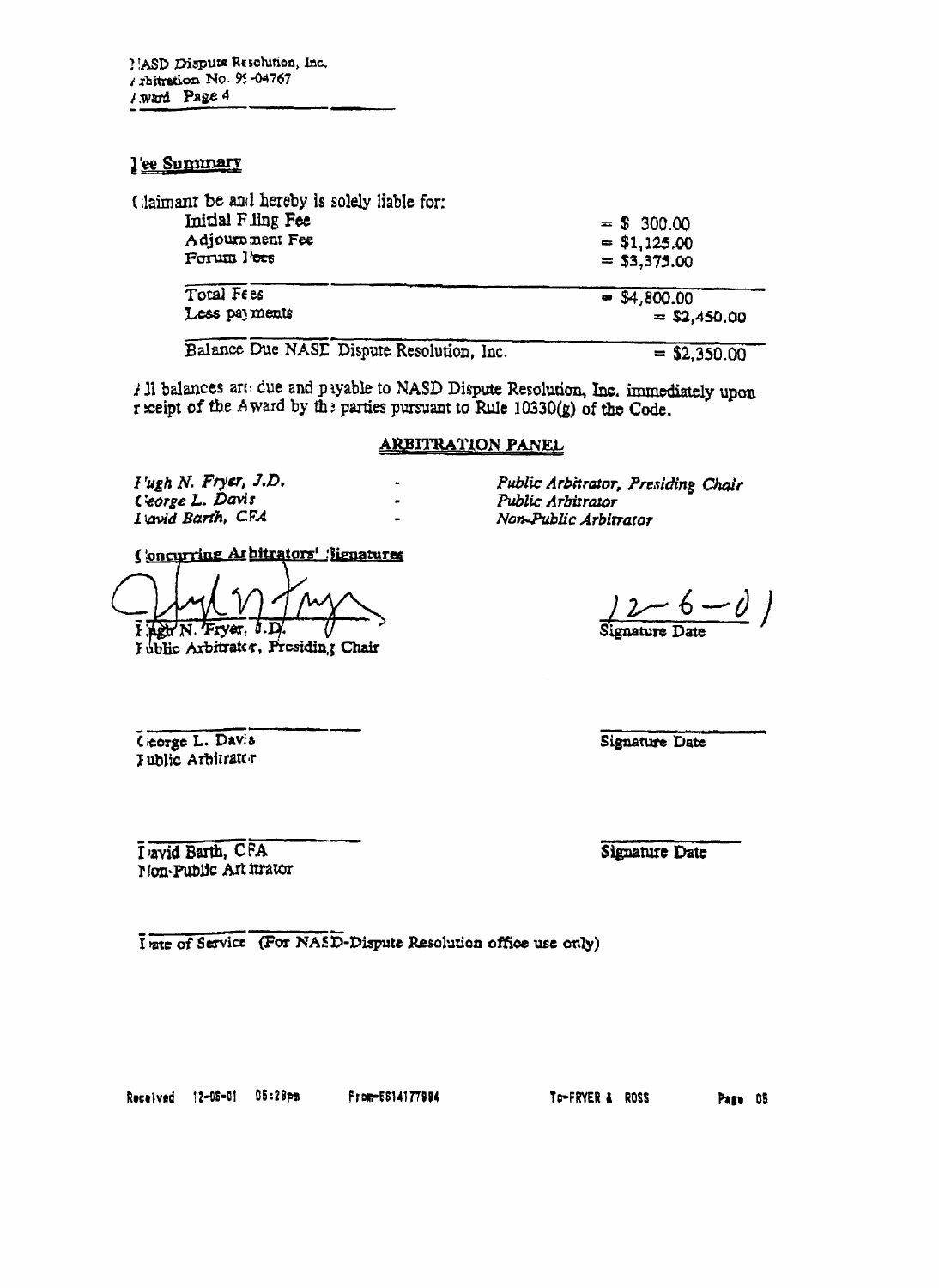## Fee Summary

Claimant be and hereby is solely liable for:

| | |
|---|---|
| Initial Filing Fee | = $ 300.00 |
| Adjournment Fee | = $1,125.00 |
| Forum Fees | = $3,375.00 |
| Total Fees | = $4,800.00 |
| Less payments | = $2,450.00 |
| Balance Due NASD Dispute Resolution, Inc. | = $2,350.00 |

All balances are due and payable to NASD Dispute Resolution, Inc. immediately upon receipt of the Award by the parties pursuant to Rule 10330(g) of the Code.

### ARBITRATION PANEL

| | | |
|---|---|---|
| *Hugh N. Fryer, J.D.* | - | *Public Arbitrator, Presiding Chair* |
| *George L. Davis* | - | *Public Arbitrator* |
| *David Barth, CFA* | - | *Non-Public Arbitrator* |

**Concurring Arbitrators' Signatures**

Hugh N. Fryer, J.D.
Public Arbitrator, Presiding Chair

12-6-01
Signature Date

George L. Davis
Public Arbitrator

Signature Date

David Barth, CFA
Non-Public Arbitrator

Signature Date

Date of Service (For NASD-Dispute Resolution office use only)

Received 12-06-01 05:28pm From-6614177994 To-FRYER & ROSS Page 05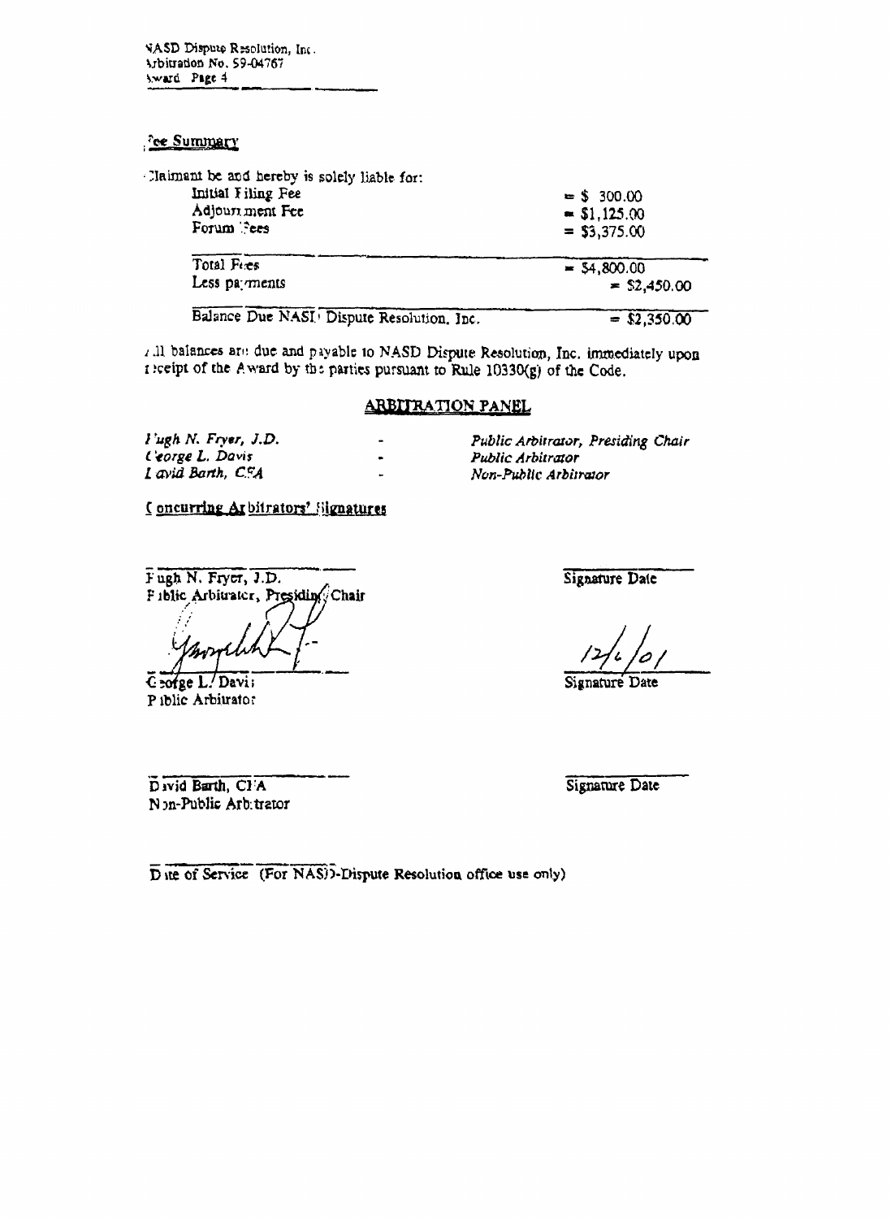## Fee Summary

Claimant be and hereby is solely liable for:

| | |
|---|---|
| Initial Filing Fee | = $ 300.00 |
| Adjournment Fee | = $1,125.00 |
| Forum Fees | = $3,375.00 |
| Total Fees | = $4,800.00 |
| Less payments | = $2,450.00 |
| Balance Due NASD Dispute Resolution, Inc. | = $2,350.00 |

All balances are due and payable to NASD Dispute Resolution, Inc. immediately upon receipt of the Award by the parties pursuant to Rule 10330(g) of the Code.

## ARBITRATION PANEL

| | | |
|---|---|---|
| *Hugh N. Fryer, J.D.* | - | *Public Arbitrator, Presiding Chair* |
| *George L. Davis* | - | *Public Arbitrator* |
| *David Barth, CFA* | - | *Non-Public Arbitrator* |

**Concurring Arbitrators' Signatures**

Hugh N. Fryer, J.D.
Public Arbitrator, Presiding Chair

Signature Date

George L. Davis
Public Arbitrator

12/6/01
Signature Date

David Barth, CFA
Non-Public Arbitrator

Signature Date

Date of Service (For NASD-Dispute Resolution office use only)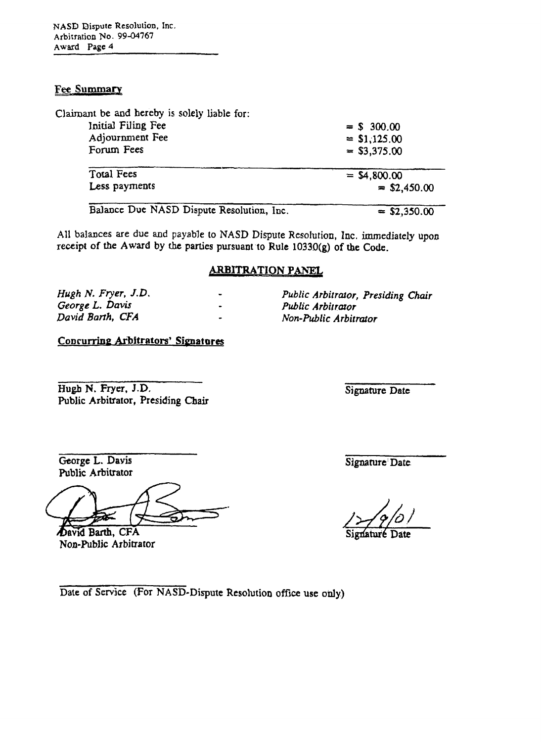## Fee Summary

Claimant be and hereby is solely liable for:

| | |
|---|---|
| Initial Filing Fee | = $ 300.00 |
| Adjournment Fee | = $1,125.00 |
| Forum Fees | = $3,375.00 |
| Total Fees | = $4,800.00 |
| Less payments | = $2,450.00 |
| Balance Due NASD Dispute Resolution, Inc. | = $2,350.00 |

All balances are due and payable to NASD Dispute Resolution, Inc. immediately upon receipt of the Award by the parties pursuant to Rule 10330(g) of the Code.

## ARBITRATION PANEL

| | | |
|---|---|---|
| *Hugh N. Fryer, J.D.* | - | *Public Arbitrator, Presiding Chair* |
| *George L. Davis* | - | *Public Arbitrator* |
| *David Barth, CFA* | - | *Non-Public Arbitrator* |

**Concurring Arbitrators' Signatures**

\_\_\_\_\_\_\_\_\_\_\_\_\_\_\_\_\_\_\_\_
Hugh N. Fryer, J.D.
Public Arbitrator, Presiding Chair

\_\_\_\_\_\_\_\_\_\_\_\_\_\_\_\_
Signature Date

\_\_\_\_\_\_\_\_\_\_\_\_\_\_\_\_\_\_\_\_
George L. Davis
Public Arbitrator

\_\_\_\_\_\_\_\_\_\_\_\_\_\_\_\_
Signature Date

David Barth, CFA
Non-Public Arbitrator

12/9/01
Signature Date

\_\_\_\_\_\_\_\_\_\_\_\_\_\_\_\_\_\_\_\_
Date of Service (For NASD-Dispute Resolution office use only)